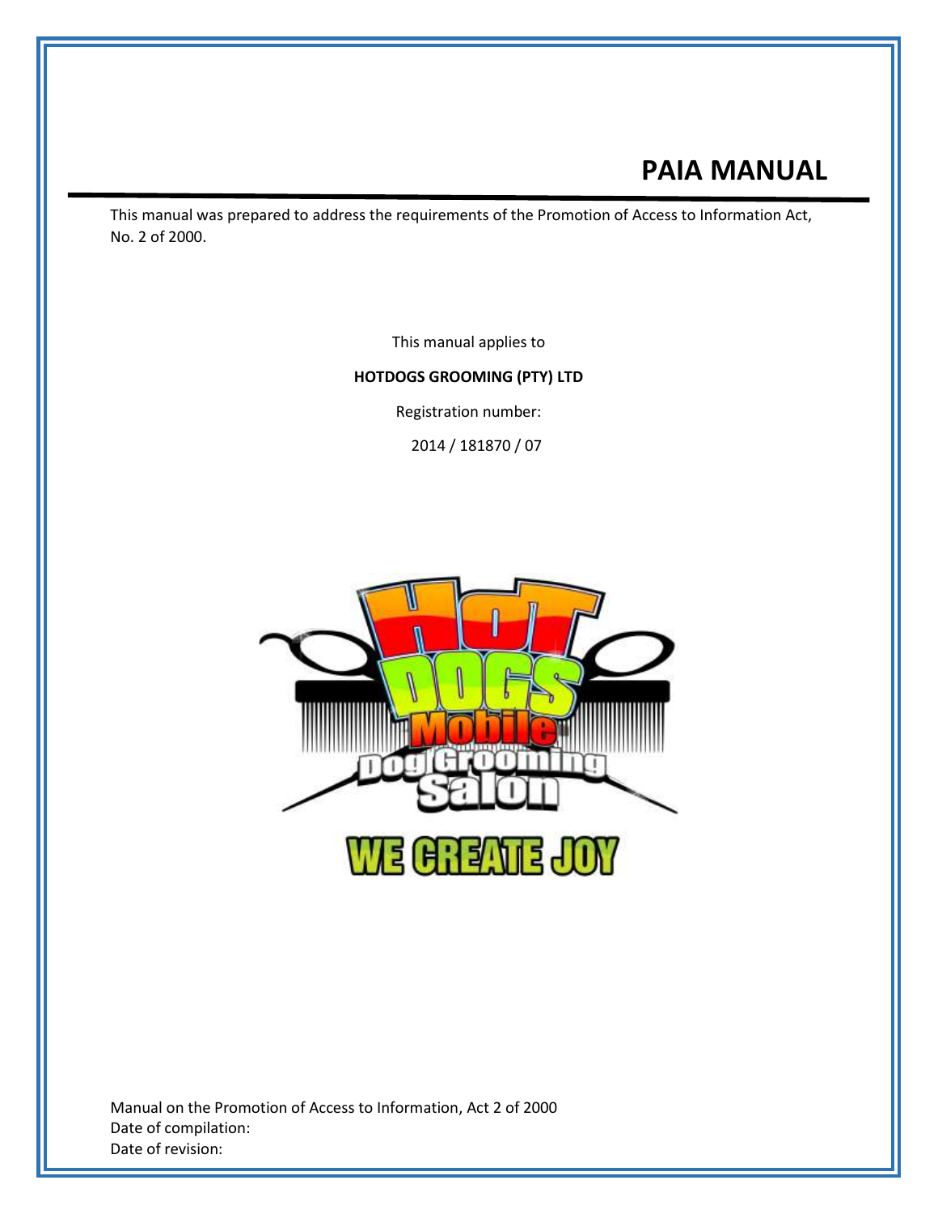# PAIA MANUAL

This manual was prepared to address the requirements of the Promotion of Access to Information Act, No. 2 of 2000.

This manual applies to

**HOTDOGS GROOMING (PTY) LTD**

Registration number:

2014 / 181870 / 07

Manual on the Promotion of Access to Information, Act 2 of 2000
Date of compilation:
Date of revision: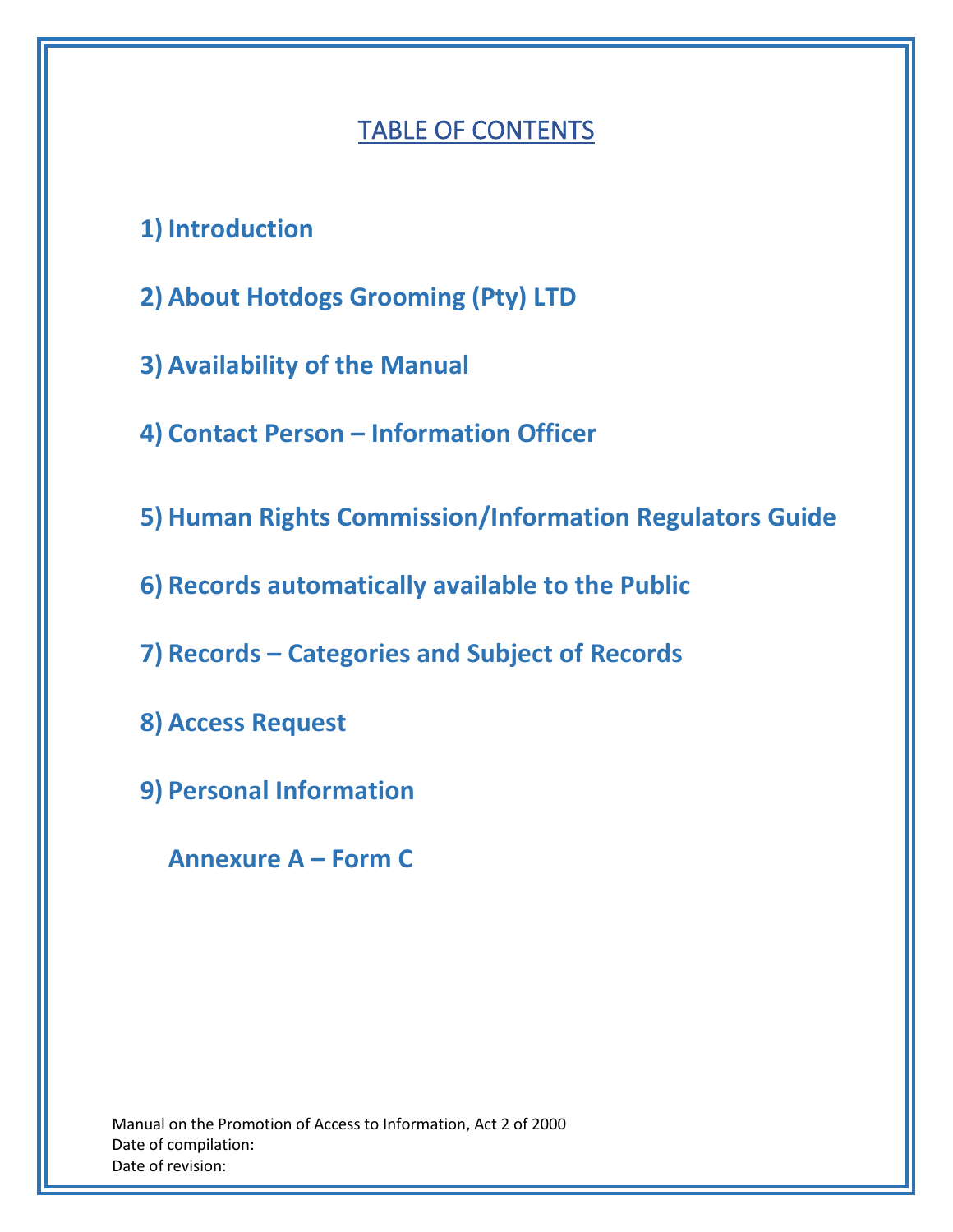# TABLE OF CONTENTS

**1) Introduction**

**2) About Hotdogs Grooming (Pty) LTD**

**3) Availability of the Manual**

**4) Contact Person – Information Officer**

**5) Human Rights Commission/Information Regulators Guide**

**6) Records automatically available to the Public**

**7) Records – Categories and Subject of Records**

**8) Access Request**

**9) Personal Information**

**Annexure A – Form C**

Manual on the Promotion of Access to Information, Act 2 of 2000
Date of compilation:
Date of revision: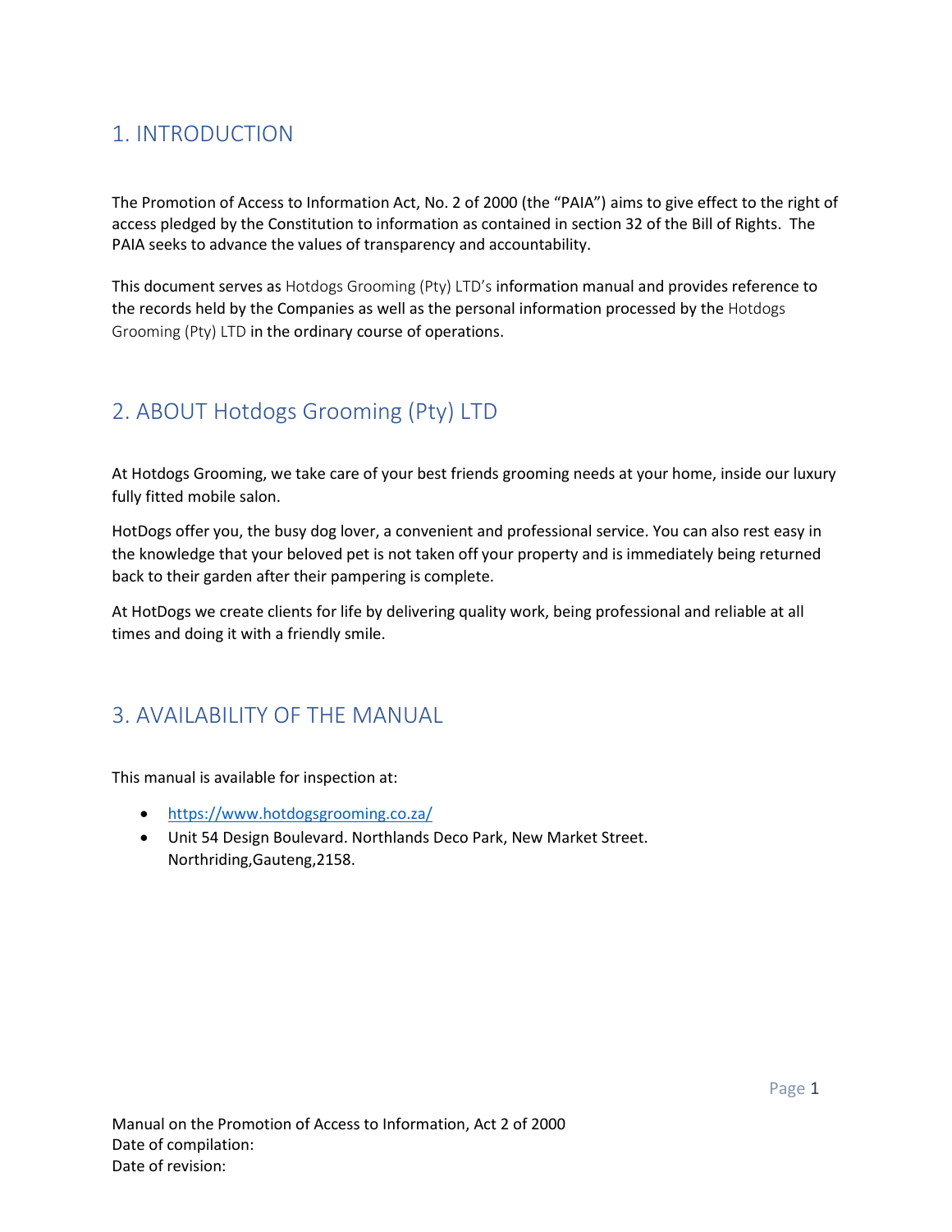## 1. INTRODUCTION

The Promotion of Access to Information Act, No. 2 of 2000 (the "PAIA") aims to give effect to the right of access pledged by the Constitution to information as contained in section 32 of the Bill of Rights. The PAIA seeks to advance the values of transparency and accountability.

This document serves as Hotdogs Grooming (Pty) LTD's information manual and provides reference to the records held by the Companies as well as the personal information processed by the Hotdogs Grooming (Pty) LTD in the ordinary course of operations.

## 2. ABOUT Hotdogs Grooming (Pty) LTD

At Hotdogs Grooming, we take care of your best friends grooming needs at your home, inside our luxury fully fitted mobile salon.

HotDogs offer you, the busy dog lover, a convenient and professional service. You can also rest easy in the knowledge that your beloved pet is not taken off your property and is immediately being returned back to their garden after their pampering is complete.

At HotDogs we create clients for life by delivering quality work, being professional and reliable at all times and doing it with a friendly smile.

## 3. AVAILABILITY OF THE MANUAL

This manual is available for inspection at:

- https://www.hotdogsgrooming.co.za/
- Unit 54 Design Boulevard. Northlands Deco Park, New Market Street. Northriding,Gauteng,2158.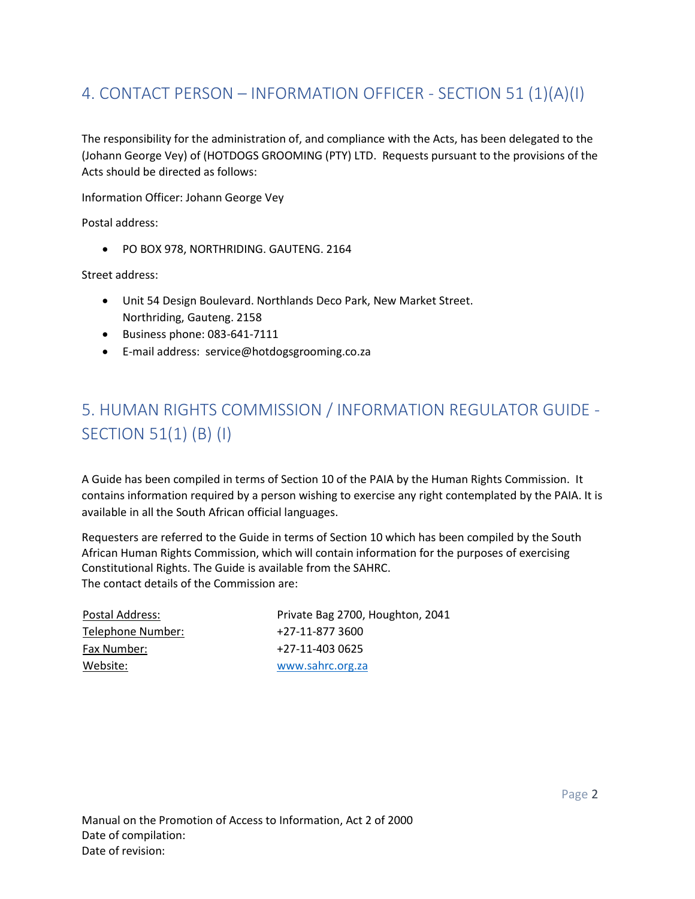## 4. CONTACT PERSON – INFORMATION OFFICER - SECTION 51 (1)(A)(I)

The responsibility for the administration of, and compliance with the Acts, has been delegated to the (Johann George Vey) of (HOTDOGS GROOMING (PTY) LTD. Requests pursuant to the provisions of the Acts should be directed as follows:

Information Officer: Johann George Vey

Postal address:

- PO BOX 978, NORTHRIDING. GAUTENG. 2164

Street address:

- Unit 54 Design Boulevard. Northlands Deco Park, New Market Street. Northriding, Gauteng. 2158
- Business phone: 083-641-7111
- E-mail address: service@hotdogsgrooming.co.za

## 5. HUMAN RIGHTS COMMISSION / INFORMATION REGULATOR GUIDE - SECTION 51(1) (B) (I)

A Guide has been compiled in terms of Section 10 of the PAIA by the Human Rights Commission. It contains information required by a person wishing to exercise any right contemplated by the PAIA. It is available in all the South African official languages.

Requesters are referred to the Guide in terms of Section 10 which has been compiled by the South African Human Rights Commission, which will contain information for the purposes of exercising Constitutional Rights. The Guide is available from the SAHRC.
The contact details of the Commission are:

| | |
|---|---|
| Postal Address: | Private Bag 2700, Houghton, 2041 |
| Telephone Number: | +27-11-877 3600 |
| Fax Number: | +27-11-403 0625 |
| Website: | www.sahrc.org.za |

Manual on the Promotion of Access to Information, Act 2 of 2000
Date of compilation:
Date of revision: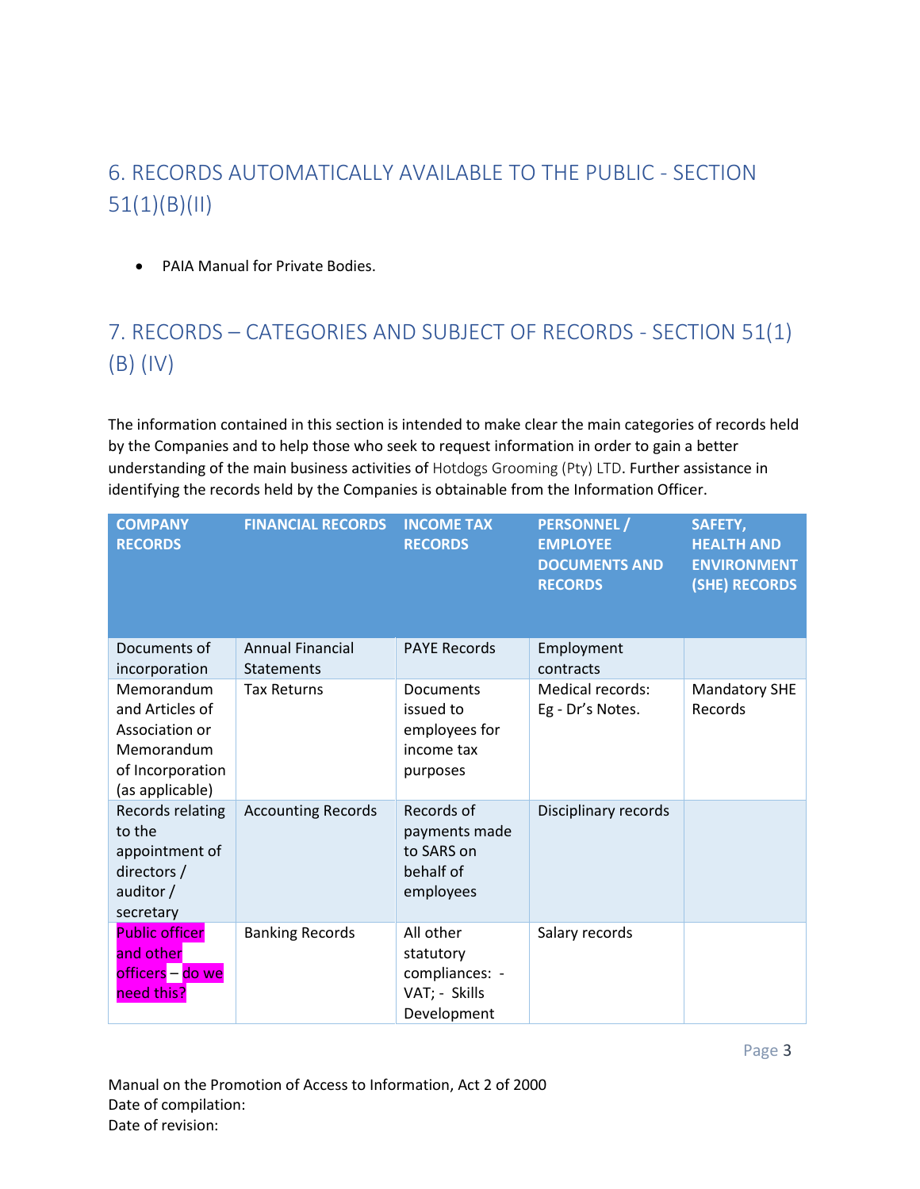## 6. RECORDS AUTOMATICALLY AVAILABLE TO THE PUBLIC - SECTION 51(1)(B)(II)

- PAIA Manual for Private Bodies.

## 7. RECORDS – CATEGORIES AND SUBJECT OF RECORDS - SECTION 51(1) (B) (IV)

The information contained in this section is intended to make clear the main categories of records held by the Companies and to help those who seek to request information in order to gain a better understanding of the main business activities of Hotdogs Grooming (Pty) LTD. Further assistance in identifying the records held by the Companies is obtainable from the Information Officer.

| COMPANY RECORDS | FINANCIAL RECORDS | INCOME TAX RECORDS | PERSONNEL / EMPLOYEE DOCUMENTS AND RECORDS | SAFETY, HEALTH AND ENVIRONMENT (SHE) RECORDS |
|---|---|---|---|---|
| Documents of incorporation | Annual Financial Statements | PAYE Records | Employment contracts | |
| Memorandum and Articles of Association or Memorandum of Incorporation (as applicable) | Tax Returns | Documents issued to employees for income tax purposes | Medical records: Eg - Dr's Notes. | Mandatory SHE Records |
| Records relating to the appointment of directors / auditor / secretary | Accounting Records | Records of payments made to SARS on behalf of employees | Disciplinary records | |
| Public officer and other officers – do we need this? | Banking Records | All other statutory compliances: - VAT; - Skills Development | Salary records | |

Manual on the Promotion of Access to Information, Act 2 of 2000
Date of compilation:
Date of revision: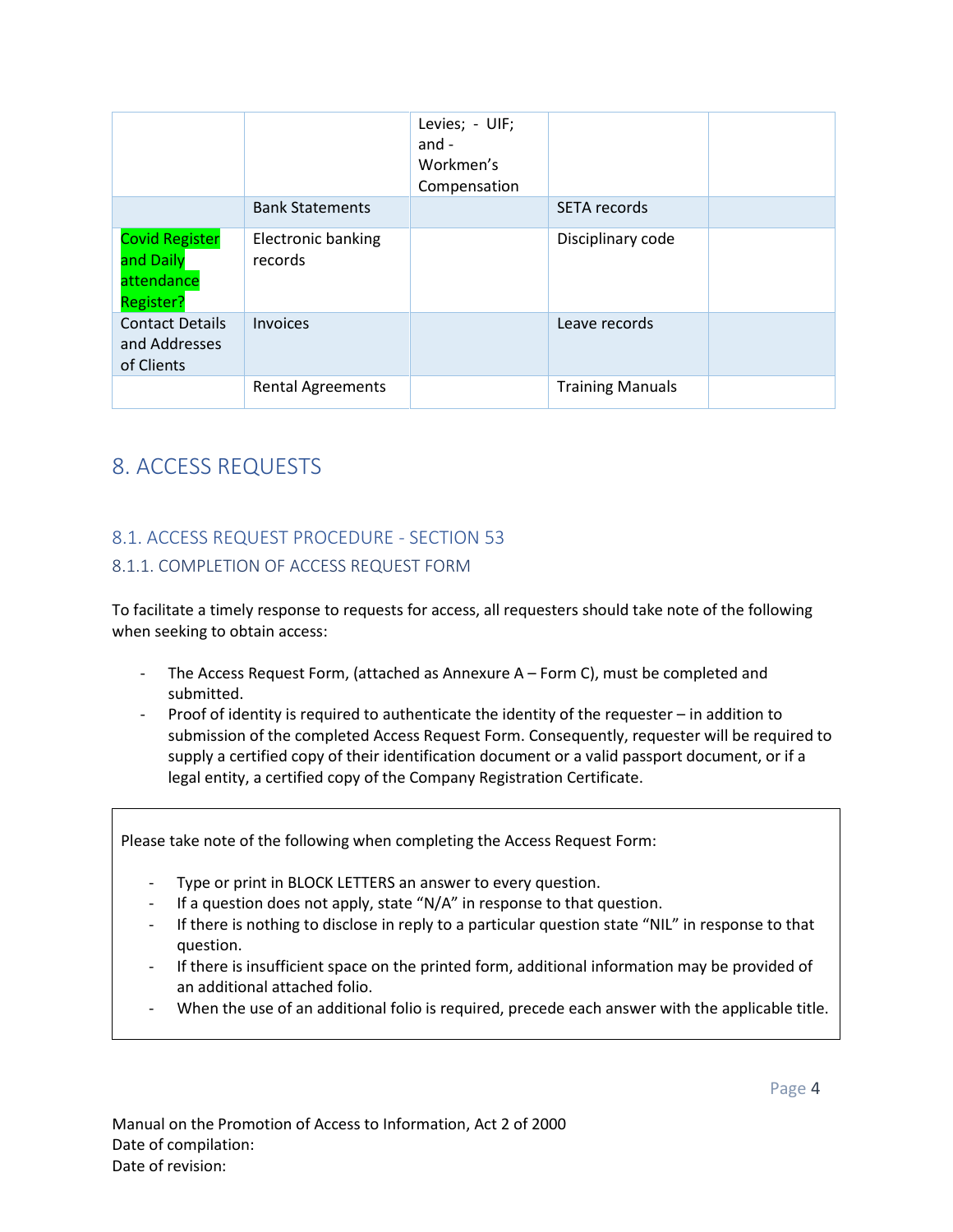| | | | | |
|---|---|---|---|---|
| | | Levies; - UIF; and - Workmen's Compensation | | |
| | Bank Statements | | SETA records | |
| Covid Register and Daily attendance Register? | Electronic banking records | | Disciplinary code | |
| Contact Details and Addresses of Clients | Invoices | | Leave records | |
| | Rental Agreements | | Training Manuals | |

# 8. ACCESS REQUESTS

## 8.1. ACCESS REQUEST PROCEDURE - SECTION 53

### 8.1.1. COMPLETION OF ACCESS REQUEST FORM

To facilitate a timely response to requests for access, all requesters should take note of the following when seeking to obtain access:

- The Access Request Form, (attached as Annexure A – Form C), must be completed and submitted.
- Proof of identity is required to authenticate the identity of the requester – in addition to submission of the completed Access Request Form. Consequently, requester will be required to supply a certified copy of their identification document or a valid passport document, or if a legal entity, a certified copy of the Company Registration Certificate.

Please take note of the following when completing the Access Request Form:

- Type or print in BLOCK LETTERS an answer to every question.
- If a question does not apply, state "N/A" in response to that question.
- If there is nothing to disclose in reply to a particular question state "NIL" in response to that question.
- If there is insufficient space on the printed form, additional information may be provided of an additional attached folio.
- When the use of an additional folio is required, precede each answer with the applicable title.

Manual on the Promotion of Access to Information, Act 2 of 2000
Date of compilation:
Date of revision: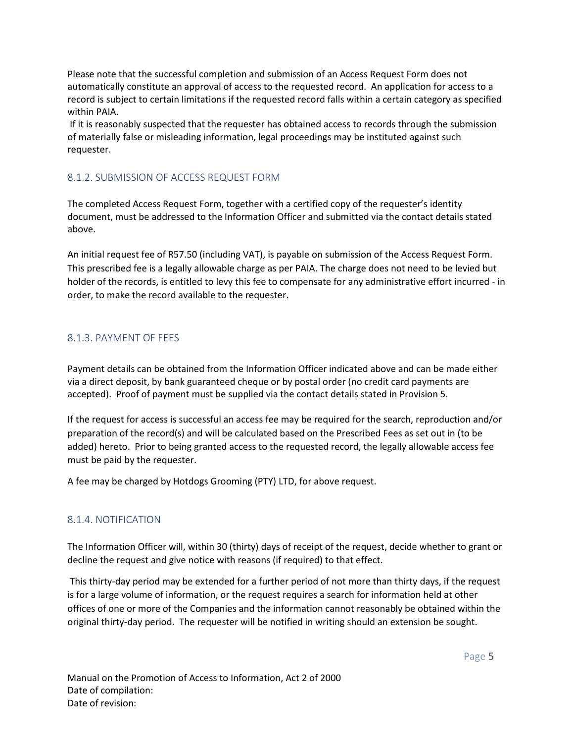Please note that the successful completion and submission of an Access Request Form does not automatically constitute an approval of access to the requested record. An application for access to a record is subject to certain limitations if the requested record falls within a certain category as specified within PAIA.

If it is reasonably suspected that the requester has obtained access to records through the submission of materially false or misleading information, legal proceedings may be instituted against such requester.

### 8.1.2. SUBMISSION OF ACCESS REQUEST FORM

The completed Access Request Form, together with a certified copy of the requester's identity document, must be addressed to the Information Officer and submitted via the contact details stated above.

An initial request fee of R57.50 (including VAT), is payable on submission of the Access Request Form. This prescribed fee is a legally allowable charge as per PAIA. The charge does not need to be levied but holder of the records, is entitled to levy this fee to compensate for any administrative effort incurred - in order, to make the record available to the requester.

### 8.1.3. PAYMENT OF FEES

Payment details can be obtained from the Information Officer indicated above and can be made either via a direct deposit, by bank guaranteed cheque or by postal order (no credit card payments are accepted). Proof of payment must be supplied via the contact details stated in Provision 5.

If the request for access is successful an access fee may be required for the search, reproduction and/or preparation of the record(s) and will be calculated based on the Prescribed Fees as set out in (to be added) hereto. Prior to being granted access to the requested record, the legally allowable access fee must be paid by the requester.

A fee may be charged by Hotdogs Grooming (PTY) LTD, for above request.

### 8.1.4. NOTIFICATION

The Information Officer will, within 30 (thirty) days of receipt of the request, decide whether to grant or decline the request and give notice with reasons (if required) to that effect.

This thirty-day period may be extended for a further period of not more than thirty days, if the request is for a large volume of information, or the request requires a search for information held at other offices of one or more of the Companies and the information cannot reasonably be obtained within the original thirty-day period. The requester will be notified in writing should an extension be sought.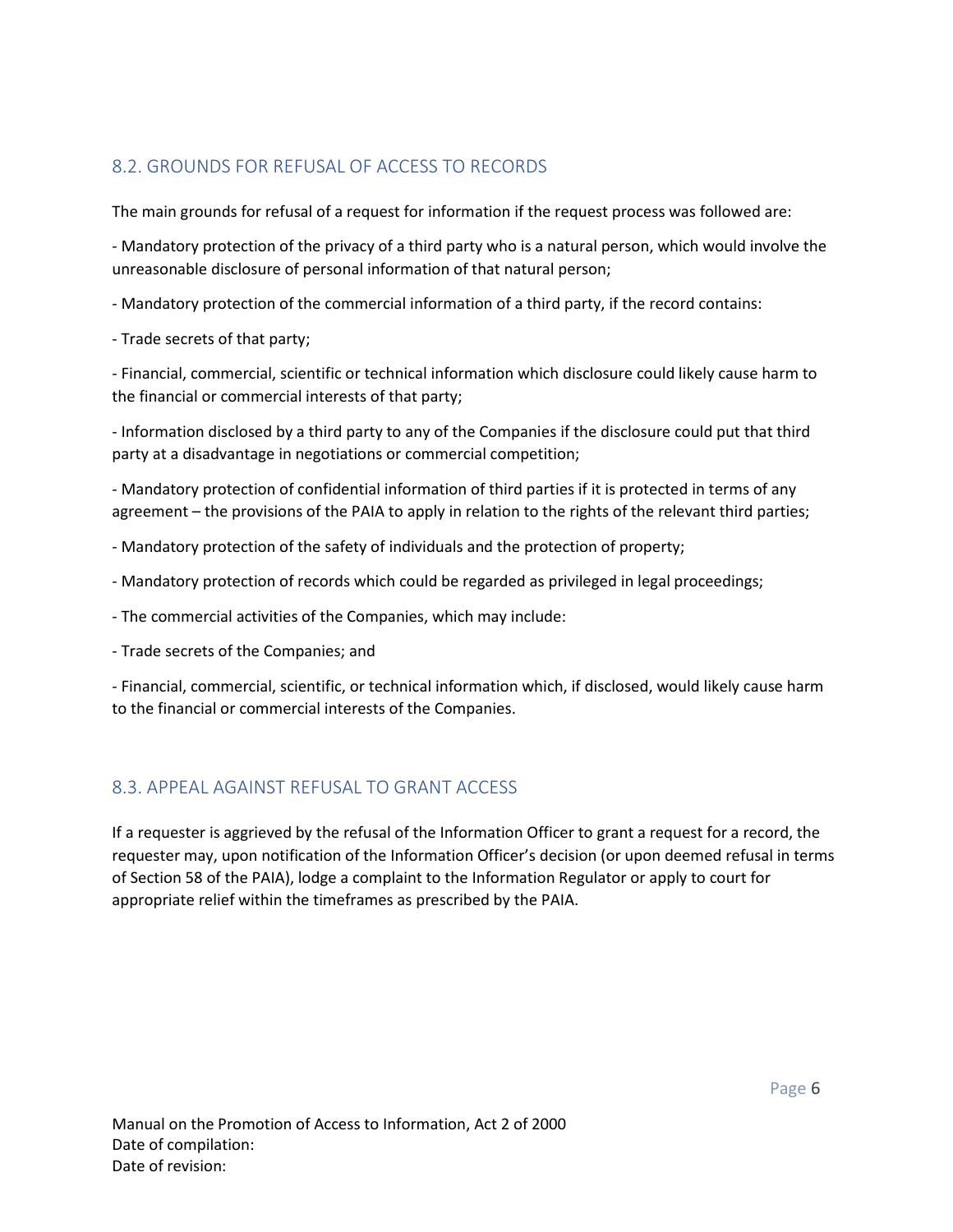## 8.2. GROUNDS FOR REFUSAL OF ACCESS TO RECORDS

The main grounds for refusal of a request for information if the request process was followed are:

- Mandatory protection of the privacy of a third party who is a natural person, which would involve the unreasonable disclosure of personal information of that natural person;

- Mandatory protection of the commercial information of a third party, if the record contains:

- Trade secrets of that party;

- Financial, commercial, scientific or technical information which disclosure could likely cause harm to the financial or commercial interests of that party;

- Information disclosed by a third party to any of the Companies if the disclosure could put that third party at a disadvantage in negotiations or commercial competition;

- Mandatory protection of confidential information of third parties if it is protected in terms of any agreement – the provisions of the PAIA to apply in relation to the rights of the relevant third parties;

- Mandatory protection of the safety of individuals and the protection of property;

- Mandatory protection of records which could be regarded as privileged in legal proceedings;

- The commercial activities of the Companies, which may include:

- Trade secrets of the Companies; and

- Financial, commercial, scientific, or technical information which, if disclosed, would likely cause harm to the financial or commercial interests of the Companies.

## 8.3. APPEAL AGAINST REFUSAL TO GRANT ACCESS

If a requester is aggrieved by the refusal of the Information Officer to grant a request for a record, the requester may, upon notification of the Information Officer's decision (or upon deemed refusal in terms of Section 58 of the PAIA), lodge a complaint to the Information Regulator or apply to court for appropriate relief within the timeframes as prescribed by the PAIA.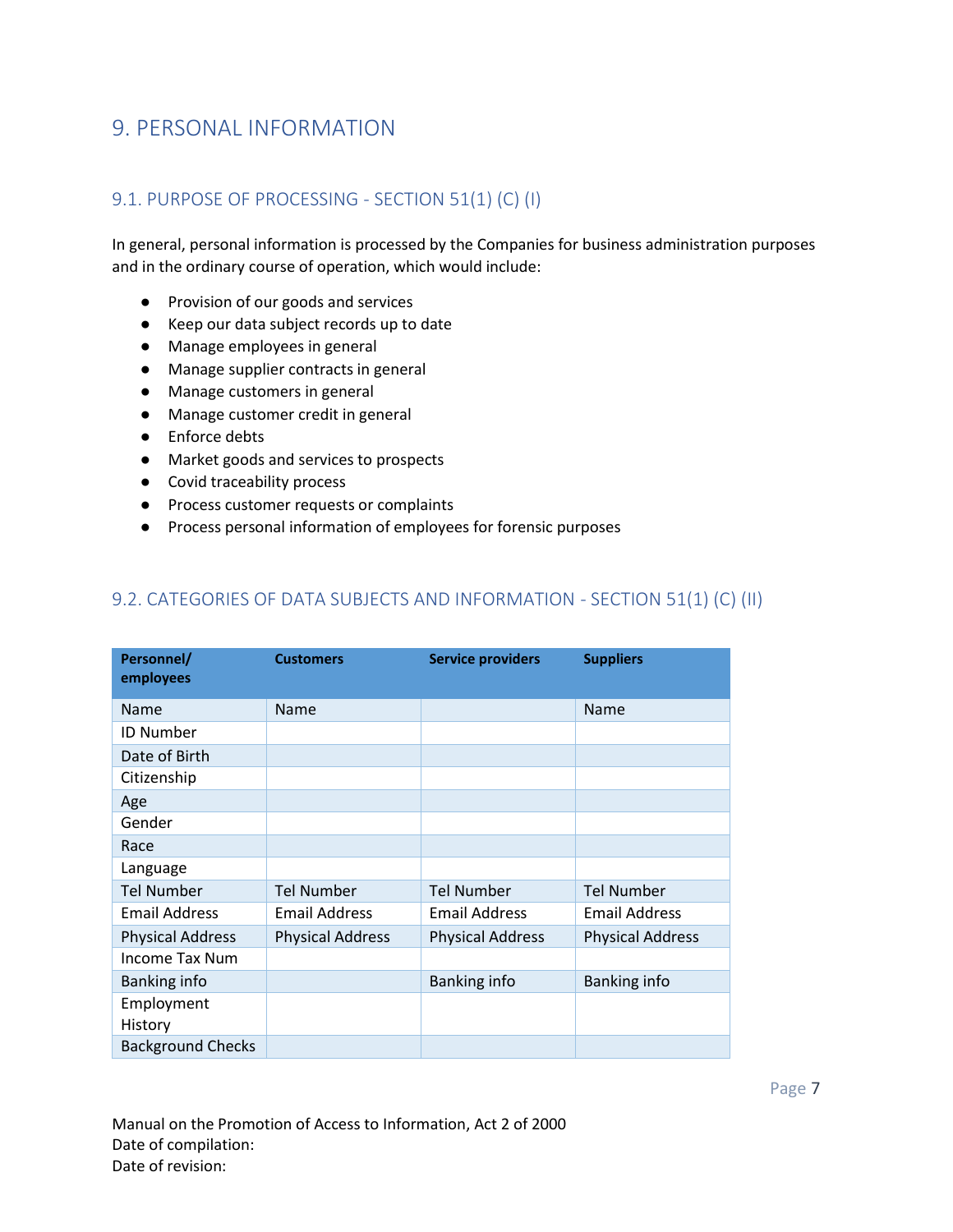# 9. PERSONAL INFORMATION

## 9.1. PURPOSE OF PROCESSING - SECTION 51(1) (C) (I)

In general, personal information is processed by the Companies for business administration purposes and in the ordinary course of operation, which would include:

- Provision of our goods and services
- Keep our data subject records up to date
- Manage employees in general
- Manage supplier contracts in general
- Manage customers in general
- Manage customer credit in general
- Enforce debts
- Market goods and services to prospects
- Covid traceability process
- Process customer requests or complaints
- Process personal information of employees for forensic purposes

## 9.2. CATEGORIES OF DATA SUBJECTS AND INFORMATION - SECTION 51(1) (C) (II)

| Personnel/ employees | Customers | Service providers | Suppliers |
|---|---|---|---|
| Name | Name | | Name |
| ID Number | | | |
| Date of Birth | | | |
| Citizenship | | | |
| Age | | | |
| Gender | | | |
| Race | | | |
| Language | | | |
| Tel Number | Tel Number | Tel Number | Tel Number |
| Email Address | Email Address | Email Address | Email Address |
| Physical Address | Physical Address | Physical Address | Physical Address |
| Income Tax Num | | | |
| Banking info | | Banking info | Banking info |
| Employment History | | | |
| Background Checks | | | |

Manual on the Promotion of Access to Information, Act 2 of 2000
Date of compilation:
Date of revision: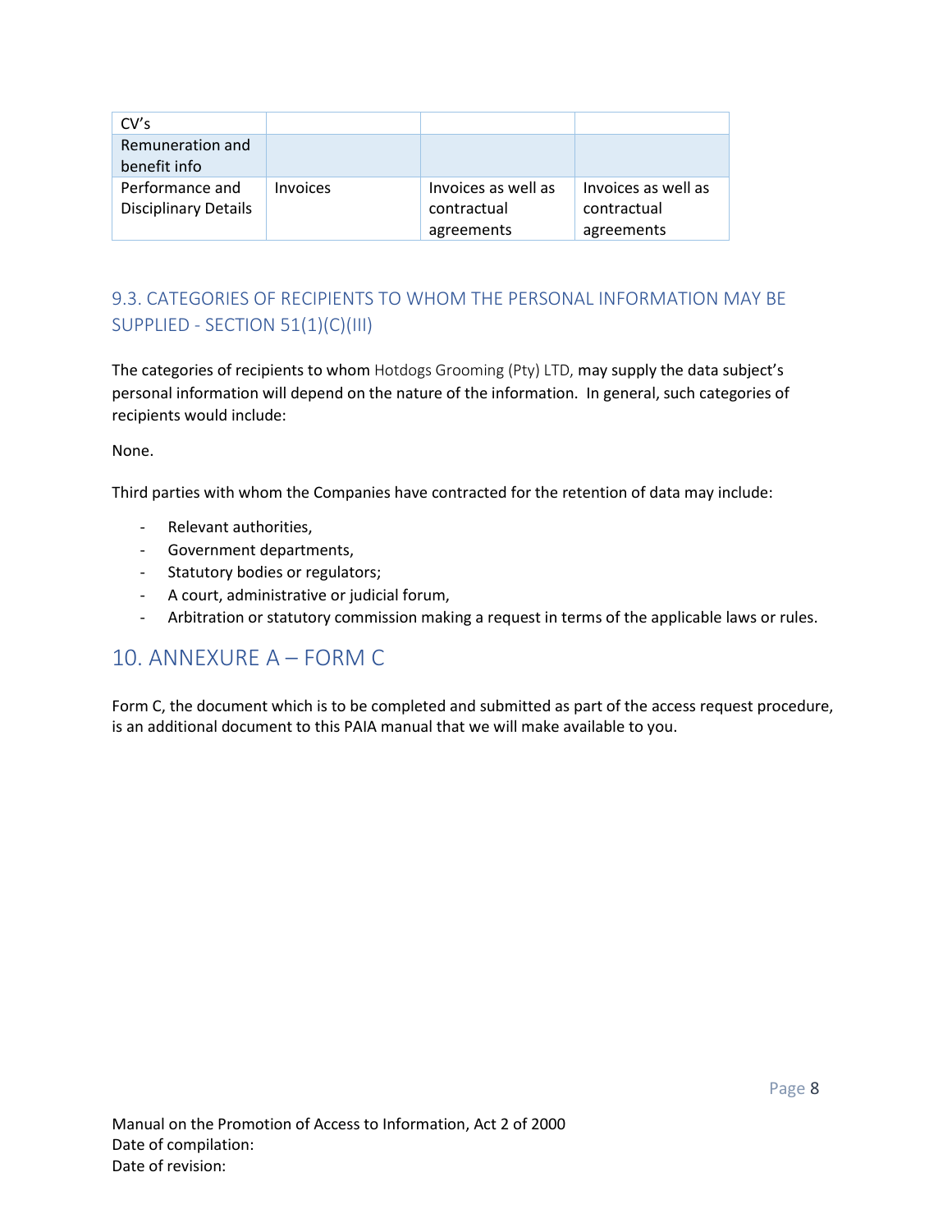| | | | |
|---|---|---|---|
| CV's | | | |
| Remuneration and benefit info | | | |
| Performance and Disciplinary Details | Invoices | Invoices as well as contractual agreements | Invoices as well as contractual agreements |

### 9.3. CATEGORIES OF RECIPIENTS TO WHOM THE PERSONAL INFORMATION MAY BE SUPPLIED - SECTION 51(1)(C)(III)

The categories of recipients to whom Hotdogs Grooming (Pty) LTD, may supply the data subject's personal information will depend on the nature of the information. In general, such categories of recipients would include:

None.

Third parties with whom the Companies have contracted for the retention of data may include:

- Relevant authorities,
- Government departments,
- Statutory bodies or regulators;
- A court, administrative or judicial forum,
- Arbitration or statutory commission making a request in terms of the applicable laws or rules.

## 10. ANNEXURE A – FORM C

Form C, the document which is to be completed and submitted as part of the access request procedure, is an additional document to this PAIA manual that we will make available to you.